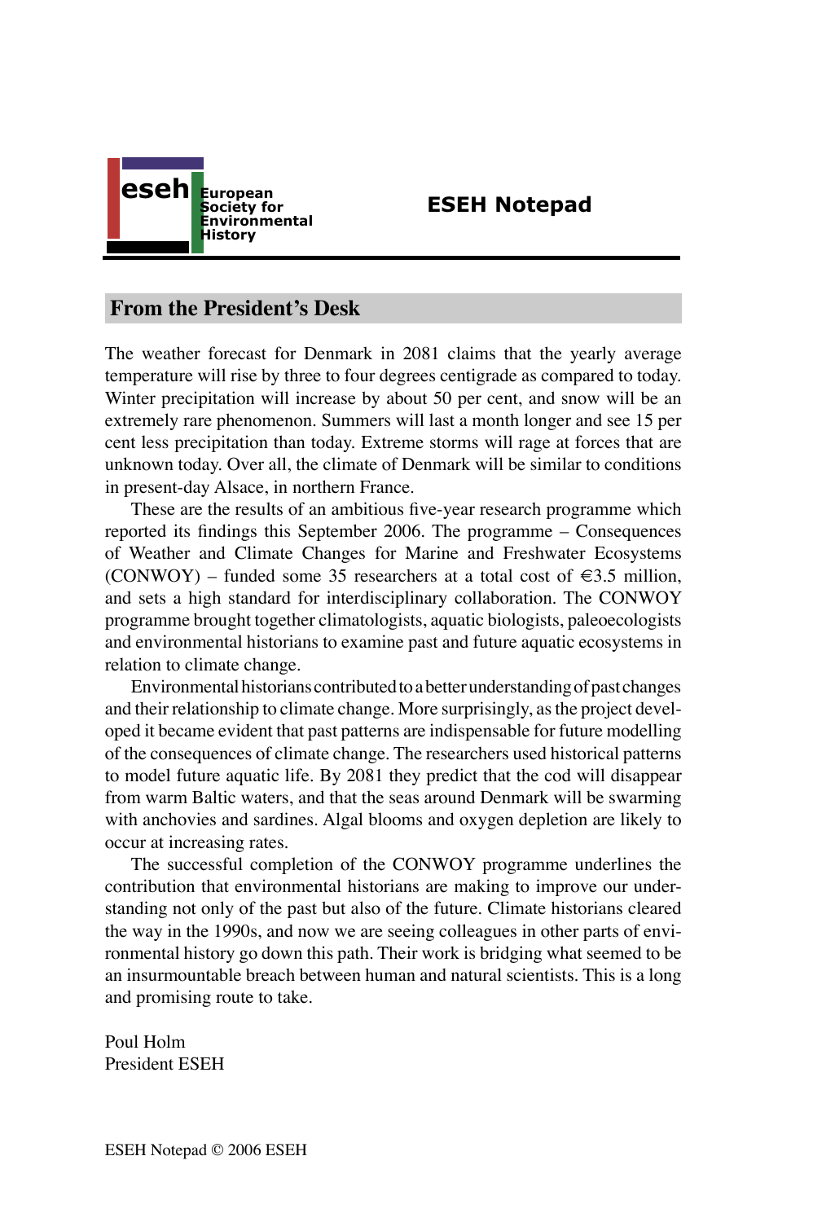# ESEH Notepad

## From the President's Desk

The weather forecast for Denmark in 2081 claims that the yearly average temperature will rise by three to four degrees centigrade as compared to today. Winter precipitation will increase by about 50 per cent, and snow will be an extremely rare phenomenon. Summers will last a month longer and see 15 per cent less precipitation than today. Extreme storms will rage at forces that are unknown today. Over all, the climate of Denmark will be similar to conditions in present-day Alsace, in northern France.

These are the results of an ambitious five-year research programme which reported its findings this September 2006. The programme – Consequences of Weather and Climate Changes for Marine and Freshwater Ecosystems (CONWOY) – funded some 35 researchers at a total cost of €3.5 million, and sets a high standard for interdisciplinary collaboration. The CONWOY programme brought together climatologists, aquatic biologists, paleoecologists and environmental historians to examine past and future aquatic ecosystems in relation to climate change.

Environmental historians contributed to a better understanding of past changes and their relationship to climate change. More surprisingly, as the project developed it became evident that past patterns are indispensable for future modelling of the consequences of climate change. The researchers used historical patterns to model future aquatic life. By 2081 they predict that the cod will disappear from warm Baltic waters, and that the seas around Denmark will be swarming with anchovies and sardines. Algal blooms and oxygen depletion are likely to occur at increasing rates.

The successful completion of the CONWOY programme underlines the contribution that environmental historians are making to improve our understanding not only of the past but also of the future. Climate historians cleared the way in the 1990s, and now we are seeing colleagues in other parts of environmental history go down this path. Their work is bridging what seemed to be an insurmountable breach between human and natural scientists. This is a long and promising route to take.

Poul Holm
President ESEH

ESEH Notepad © 2006 ESEH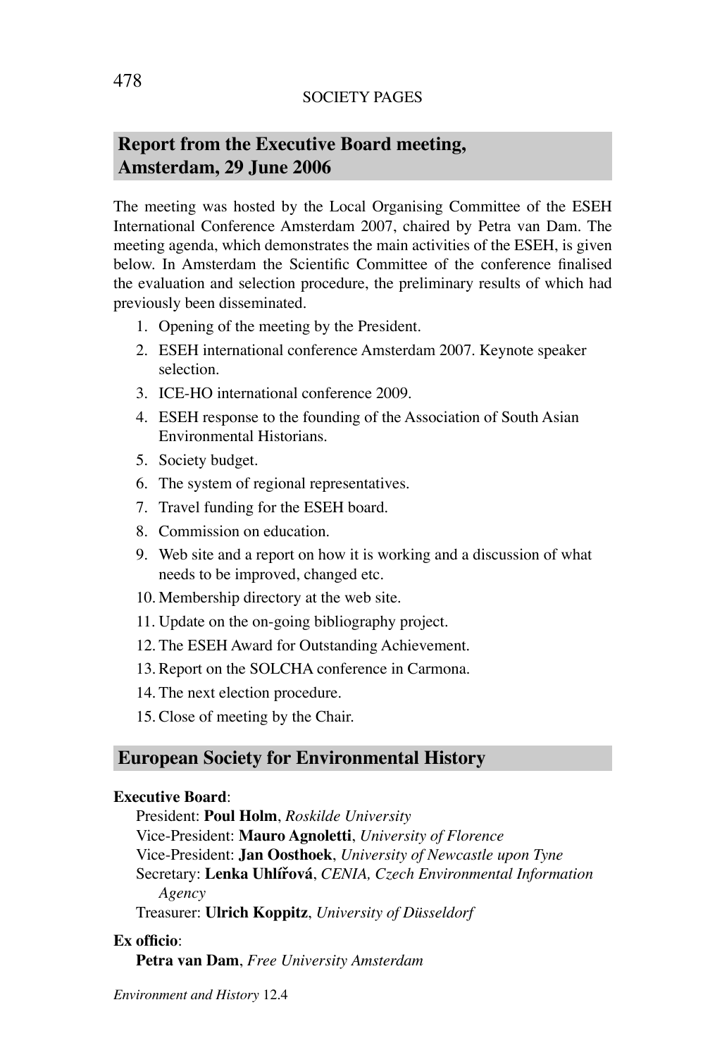## Report from the Executive Board meeting, Amsterdam, 29 June 2006

The meeting was hosted by the Local Organising Committee of the ESEH International Conference Amsterdam 2007, chaired by Petra van Dam. The meeting agenda, which demonstrates the main activities of the ESEH, is given below. In Amsterdam the Scientific Committee of the conference finalised the evaluation and selection procedure, the preliminary results of which had previously been disseminated.

1. Opening of the meeting by the President.
2. ESEH international conference Amsterdam 2007. Keynote speaker selection.
3. ICE-HO international conference 2009.
4. ESEH response to the founding of the Association of South Asian Environmental Historians.
5. Society budget.
6. The system of regional representatives.
7. Travel funding for the ESEH board.
8. Commission on education.
9. Web site and a report on how it is working and a discussion of what needs to be improved, changed etc.
10. Membership directory at the web site.
11. Update on the on-going bibliography project.
12. The ESEH Award for Outstanding Achievement.
13. Report on the SOLCHA conference in Carmona.
14. The next election procedure.
15. Close of meeting by the Chair.

## European Society for Environmental History

**Executive Board**:

President: **Poul Holm**, *Roskilde University*
Vice-President: **Mauro Agnoletti**, *University of Florence*
Vice-President: **Jan Oosthoek**, *University of Newcastle upon Tyne*
Secretary: **Lenka Uhlířová**, *CENIA, Czech Environmental Information Agency*
Treasurer: **Ulrich Koppitz**, *University of Düsseldorf*

**Ex officio**:

**Petra van Dam**, *Free University Amsterdam*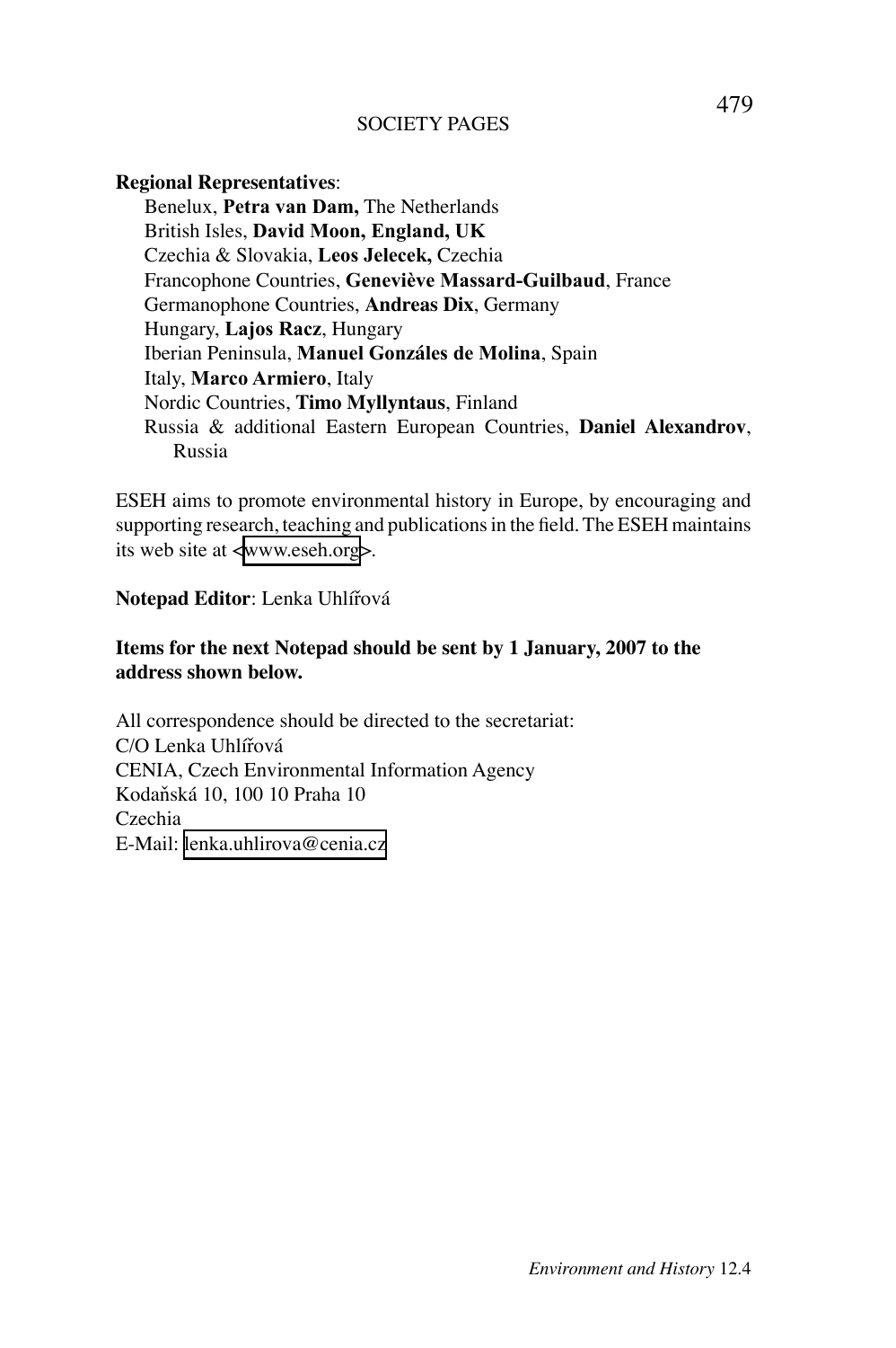**Regional Representatives**:

Benelux, **Petra van Dam,** The Netherlands
British Isles, **David Moon, England, UK**
Czechia & Slovakia, **Leos Jelecek,** Czechia
Francophone Countries, **Geneviève Massard-Guilbaud**, France
Germanophone Countries, **Andreas Dix**, Germany
Hungary, **Lajos Racz**, Hungary
Iberian Peninsula, **Manuel Gonzáles de Molina**, Spain
Italy, **Marco Armiero**, Italy
Nordic Countries, **Timo Myllyntaus**, Finland
Russia & additional Eastern European Countries, **Daniel Alexandrov**, Russia

ESEH aims to promote environmental history in Europe, by encouraging and supporting research, teaching and publications in the field. The ESEH maintains its web site at <www.eseh.org>.

**Notepad Editor**: Lenka Uhlířová

**Items for the next Notepad should be sent by 1 January, 2007 to the address shown below.**

All correspondence should be directed to the secretariat:
C/O Lenka Uhlířová
CENIA, Czech Environmental Information Agency
Kodaňská 10, 100 10 Praha 10
Czechia
E-Mail: lenka.uhlirova@cenia.cz